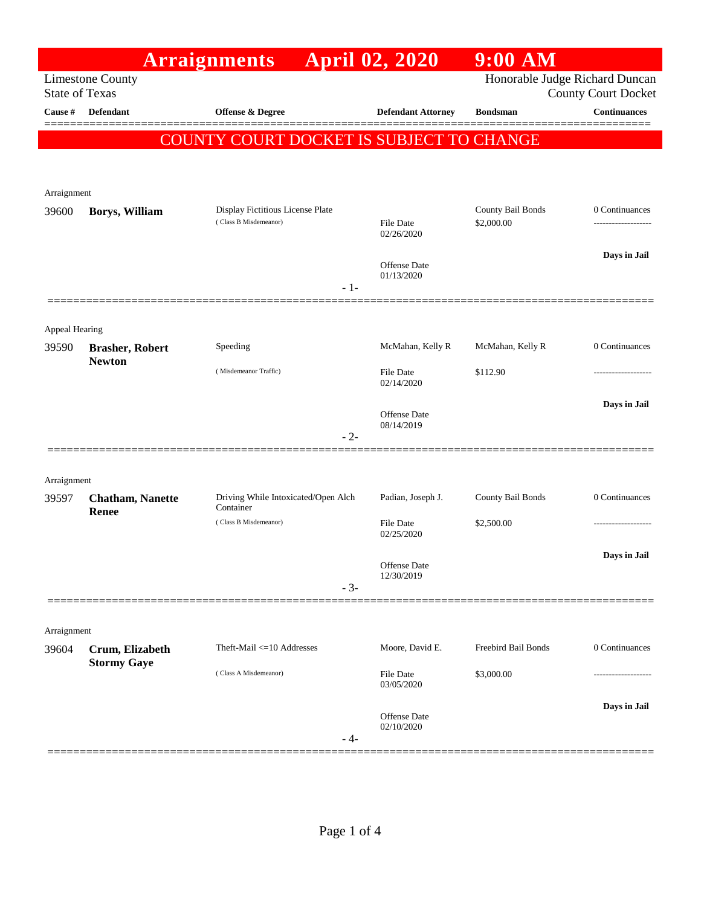# Arraignments April 02, 2020 9:00 AM

Limestone County
State of Texas

Honorable Judge Richard Duncan
County Court Docket

**COUNTY COURT DOCKET IS SUBJECT TO CHANGE**

| Cause # | Defendant | Offense & Degree | Defendant Attorney | Bondsman | Continuances |
|---|---|---|---|---|---|
| Arraignment | | | | | |
| 39600 | **Borys, William** | Display Fictitious License Plate (Class B Misdemeanor) | File Date 02/26/2020; Offense Date 01/13/2020 | County Bail Bonds $2,000.00 | 0 Continuances; **Days in Jail** |
| Appeal Hearing | | | | | |
| 39590 | **Brasher, Robert Newton** | Speeding (Misdemeanor Traffic) | McMahan, Kelly R; File Date 02/14/2020; Offense Date 08/14/2019 | McMahan, Kelly R $112.90 | 0 Continuances; **Days in Jail** |
| Arraignment | | | | | |
| 39597 | **Chatham, Nanette Renee** | Driving While Intoxicated/Open Alch Container (Class B Misdemeanor) | Padian, Joseph J.; File Date 02/25/2020; Offense Date 12/30/2019 | County Bail Bonds $2,500.00 | 0 Continuances; **Days in Jail** |
| Arraignment | | | | | |
| 39604 | **Crum, Elizabeth Stormy Gaye** | Theft-Mail <=10 Addresses (Class A Misdemeanor) | Moore, David E.; File Date 03/05/2020; Offense Date 02/10/2020 | Freebird Bail Bonds $3,000.00 | 0 Continuances; **Days in Jail** |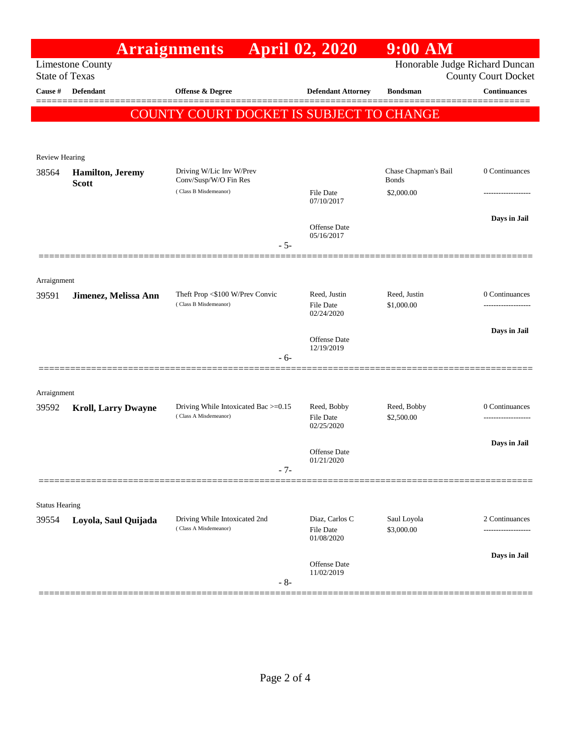# Arraignments April 02, 2020 9:00 AM

Limestone County
State of Texas

Honorable Judge Richard Duncan
County Court Docket

COUNTY COURT DOCKET IS SUBJECT TO CHANGE

| Cause # | Defendant | Offense & Degree | Defendant Attorney | Bondsman | Continuances |
|---|---|---|---|---|---|
| **Review Hearing** | | | | | |
| 38564 | **Hamilton, Jeremy Scott** | Driving W/Lic Inv W/Prev Conv/Susp/W/O Fin Res (Class B Misdemeanor) | File Date 07/10/2017; Offense Date 05/16/2017 | Chase Chapman's Bail Bonds $2,000.00 | 0 Continuances; Days in Jail |
| | | - 5- | | | |
| **Arraignment** | | | | | |
| 39591 | **Jimenez, Melissa Ann** | Theft Prop <$100 W/Prev Convic (Class B Misdemeanor) | Reed, Justin; File Date 02/24/2020; Offense Date 12/19/2019 | Reed, Justin $1,000.00 | 0 Continuances; Days in Jail |
| | | - 6- | | | |
| **Arraignment** | | | | | |
| 39592 | **Kroll, Larry Dwayne** | Driving While Intoxicated Bac >=0.15 (Class A Misdemeanor) | Reed, Bobby; File Date 02/25/2020; Offense Date 01/21/2020 | Reed, Bobby $2,500.00 | 0 Continuances; Days in Jail |
| | | - 7- | | | |
| **Status Hearing** | | | | | |
| 39554 | **Loyola, Saul Quijada** | Driving While Intoxicated 2nd (Class A Misdemeanor) | Diaz, Carlos C; File Date 01/08/2020; Offense Date 11/02/2019 | Saul Loyola $3,000.00 | 2 Continuances; Days in Jail |
| | | - 8- | | | |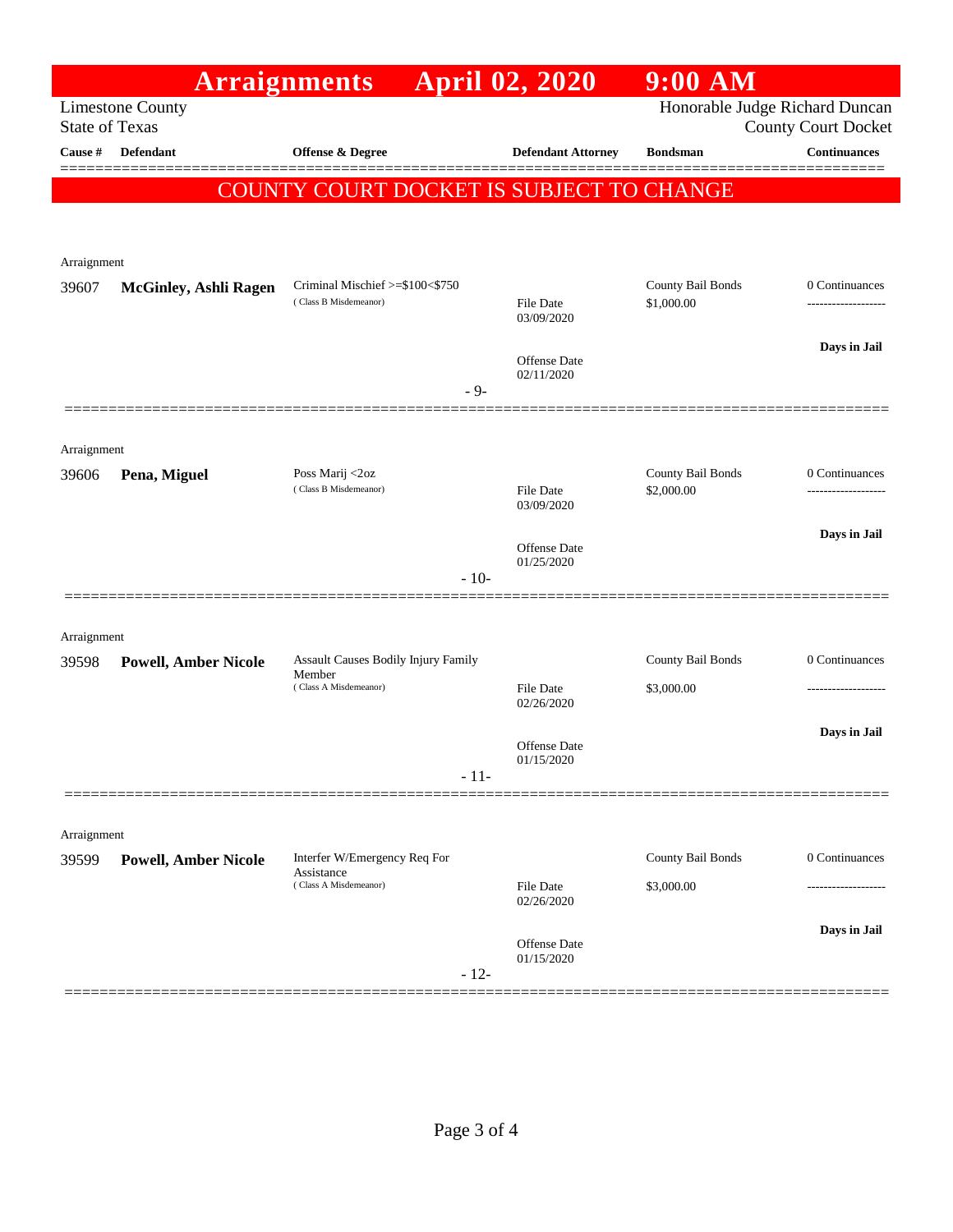# Arraignments April 02, 2020 9:00 AM

Limestone County
State of Texas

Honorable Judge Richard Duncan
County Court Docket

**COUNTY COURT DOCKET IS SUBJECT TO CHANGE**

| Cause # | Defendant | Offense & Degree | Defendant Attorney | Bondsman | Continuances |
|---|---|---|---|---|---|
| Arraignment | | | | | |
| 39607 | **McGinley, Ashli Ragen** | Criminal Mischief >=$100<$750 (Class B Misdemeanor) | File Date 03/09/2020; Offense Date 02/11/2020 | County Bail Bonds $1,000.00 | 0 Continuances; Days in Jail |
| | | | - 9- | | |
| Arraignment | | | | | |
| 39606 | **Pena, Miguel** | Poss Marij <2oz (Class B Misdemeanor) | File Date 03/09/2020; Offense Date 01/25/2020 | County Bail Bonds $2,000.00 | 0 Continuances; Days in Jail |
| | | | - 10- | | |
| Arraignment | | | | | |
| 39598 | **Powell, Amber Nicole** | Assault Causes Bodily Injury Family Member (Class A Misdemeanor) | File Date 02/26/2020; Offense Date 01/15/2020 | County Bail Bonds $3,000.00 | 0 Continuances; Days in Jail |
| | | | - 11- | | |
| Arraignment | | | | | |
| 39599 | **Powell, Amber Nicole** | Interfer W/Emergency Req For Assistance (Class A Misdemeanor) | File Date 02/26/2020; Offense Date 01/15/2020 | County Bail Bonds $3,000.00 | 0 Continuances; Days in Jail |
| | | | - 12- | | |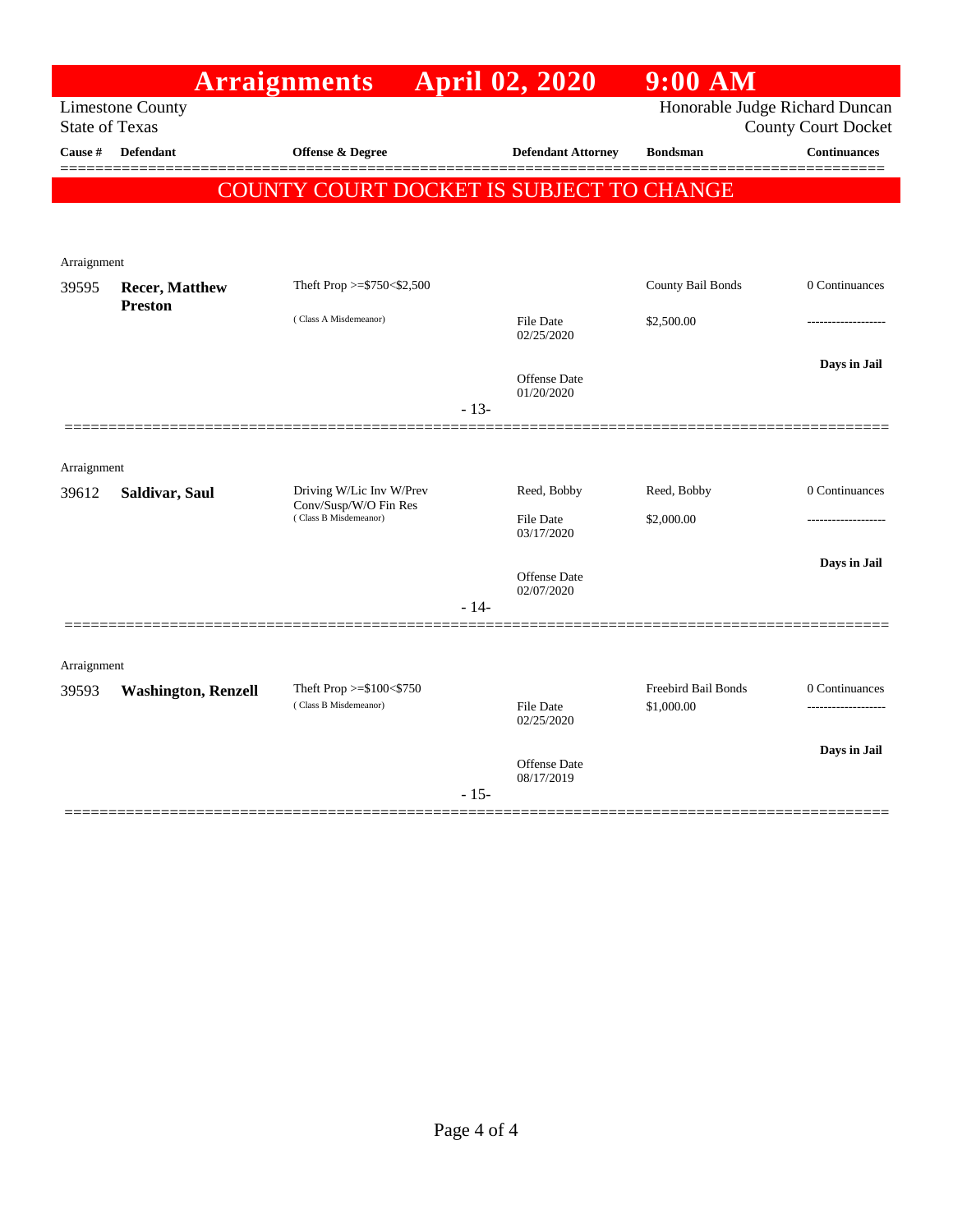# Arraignments April 02, 2020 9:00 AM

Limestone County
State of Texas

Honorable Judge Richard Duncan
County Court Docket

COUNTY COURT DOCKET IS SUBJECT TO CHANGE

| Cause # | Defendant | Offense & Degree | Defendant Attorney | Bondsman | Continuances |
|---|---|---|---|---|---|
| Arraignment | | | | | |
| 39595 | **Recer, Matthew Preston** | Theft Prop >=$750<$2,500 (Class A Misdemeanor) | File Date 02/25/2020; Offense Date 01/20/2020 | County Bail Bonds $2,500.00 | 0 Continuances; Days in Jail |
| | | | - 13- | | |
| Arraignment | | | | | |
| 39612 | **Saldivar, Saul** | Driving W/Lic Inv W/Prev Conv/Susp/W/O Fin Res (Class B Misdemeanor) | Reed, Bobby; File Date 03/17/2020; Offense Date 02/07/2020 | Reed, Bobby $2,000.00 | 0 Continuances; Days in Jail |
| | | | - 14- | | |
| Arraignment | | | | | |
| 39593 | **Washington, Renzell** | Theft Prop >=$100<$750 (Class B Misdemeanor) | File Date 02/25/2020; Offense Date 08/17/2019 | Freebird Bail Bonds $1,000.00 | 0 Continuances; Days in Jail |
| | | | - 15- | | |